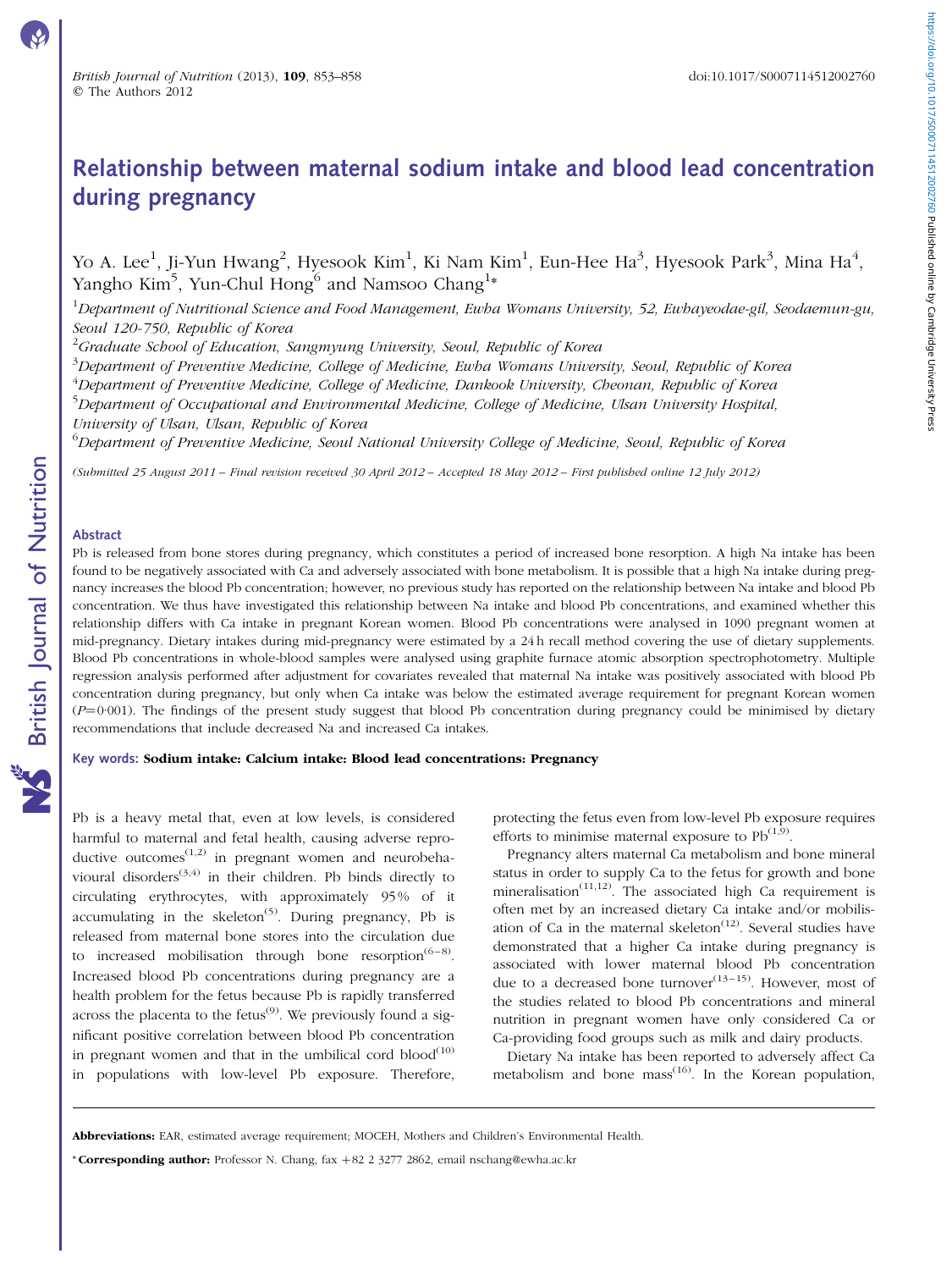# Relationship between maternal sodium intake and blood lead concentration during pregnancy

Yo A. Lee[1], Ji-Yun Hwang[2], Hyesook Kim[1], Ki Nam Kim[1], Eun-Hee Ha[3], Hyesook Park[3], Mina Ha[4], Yangho Kim[5], Yun-Chul Hong[6] and Namsoo Chang[1]*

[1]*Department of Nutritional Science and Food Management, Ewha Womans University, 52, Ewhayeodae-gil, Seodaemun-gu, Seoul 120-750, Republic of Korea*

[2]*Graduate School of Education, Sangmyung University, Seoul, Republic of Korea*

[3]*Department of Preventive Medicine, College of Medicine, Ewha Womans University, Seoul, Republic of Korea*

[4]*Department of Preventive Medicine, College of Medicine, Dankook University, Cheonan, Republic of Korea*

[5]*Department of Occupational and Environmental Medicine, College of Medicine, Ulsan University Hospital, University of Ulsan, Ulsan, Republic of Korea*

[6]*Department of Preventive Medicine, Seoul National University College of Medicine, Seoul, Republic of Korea*

*(Submitted 25 August 2011 – Final revision received 30 April 2012 – Accepted 18 May 2012 – First published online 12 July 2012)*

## Abstract

Pb is released from bone stores during pregnancy, which constitutes a period of increased bone resorption. A high Na intake has been found to be negatively associated with Ca and adversely associated with bone metabolism. It is possible that a high Na intake during pregnancy increases the blood Pb concentration; however, no previous study has reported on the relationship between Na intake and blood Pb concentration. We thus have investigated this relationship between Na intake and blood Pb concentrations, and examined whether this relationship differs with Ca intake in pregnant Korean women. Blood Pb concentrations were analysed in 1090 pregnant women at mid-pregnancy. Dietary intakes during mid-pregnancy were estimated by a 24 h recall method covering the use of dietary supplements. Blood Pb concentrations in whole-blood samples were analysed using graphite furnace atomic absorption spectrophotometry. Multiple regression analysis performed after adjustment for covariates revealed that maternal Na intake was positively associated with blood Pb concentration during pregnancy, but only when Ca intake was below the estimated average requirement for pregnant Korean women ($P=0{\cdot}001$). The findings of the present study suggest that blood Pb concentration during pregnancy could be minimised by dietary recommendations that include decreased Na and increased Ca intakes.

**Key words: Sodium intake: Calcium intake: Blood lead concentrations: Pregnancy**

Pb is a heavy metal that, even at low levels, is considered harmful to maternal and fetal health, causing adverse reproductive outcomes[1,2] in pregnant women and neurobehavioural disorders[3,4] in their children. Pb binds directly to circulating erythrocytes, with approximately 95% of it accumulating in the skeleton[5]. During pregnancy, Pb is released from maternal bone stores into the circulation due to increased mobilisation through bone resorption[6–8]. Increased blood Pb concentrations during pregnancy are a health problem for the fetus because Pb is rapidly transferred across the placenta to the fetus[9]. We previously found a significant positive correlation between blood Pb concentration in pregnant women and that in the umbilical cord blood[10] in populations with low-level Pb exposure. Therefore, protecting the fetus even from low-level Pb exposure requires efforts to minimise maternal exposure to Pb[1,9].

Pregnancy alters maternal Ca metabolism and bone mineral status in order to supply Ca to the fetus for growth and bone mineralisation[11,12]. The associated high Ca requirement is often met by an increased dietary Ca intake and/or mobilisation of Ca in the maternal skeleton[12]. Several studies have demonstrated that a higher Ca intake during pregnancy is associated with lower maternal blood Pb concentration due to a decreased bone turnover[13–15]. However, most of the studies related to blood Pb concentrations and mineral nutrition in pregnant women have only considered Ca or Ca-providing food groups such as milk and dairy products.

Dietary Na intake has been reported to adversely affect Ca metabolism and bone mass[16]. In the Korean population,

**Abbreviations:** EAR, estimated average requirement; MOCEH, Mothers and Children's Environmental Health.

***Corresponding author:** Professor N. Chang, fax +82 2 3277 2862, email nschang@ewha.ac.kr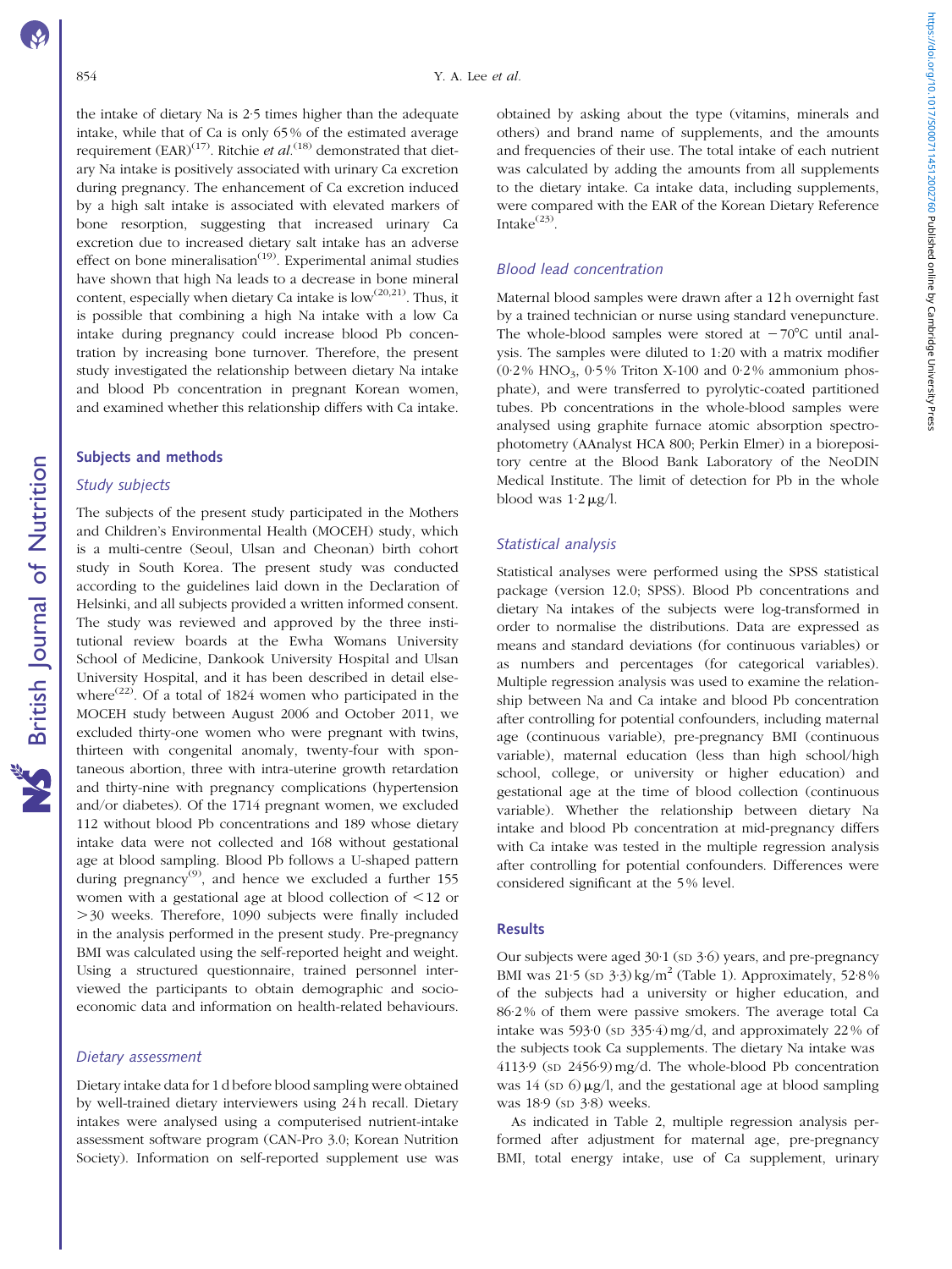the intake of dietary Na is 2·5 times higher than the adequate intake, while that of Ca is only 65 % of the estimated average requirement (EAR)[17]. Ritchie *et al.*[18] demonstrated that dietary Na intake is positively associated with urinary Ca excretion during pregnancy. The enhancement of Ca excretion induced by a high salt intake is associated with elevated markers of bone resorption, suggesting that increased urinary Ca excretion due to increased dietary salt intake has an adverse effect on bone mineralisation[19]. Experimental animal studies have shown that high Na leads to a decrease in bone mineral content, especially when dietary Ca intake is low[20,21]. Thus, it is possible that combining a high Na intake with a low Ca intake during pregnancy could increase blood Pb concentration by increasing bone turnover. Therefore, the present study investigated the relationship between dietary Na intake and blood Pb concentration in pregnant Korean women, and examined whether this relationship differs with Ca intake.

## Subjects and methods

### Study subjects

The subjects of the present study participated in the Mothers and Children's Environmental Health (MOCEH) study, which is a multi-centre (Seoul, Ulsan and Cheonan) birth cohort study in South Korea. The present study was conducted according to the guidelines laid down in the Declaration of Helsinki, and all subjects provided a written informed consent. The study was reviewed and approved by the three institutional review boards at the Ewha Womans University School of Medicine, Dankook University Hospital and Ulsan University Hospital, and it has been described in detail elsewhere[22]. Of a total of 1824 women who participated in the MOCEH study between August 2006 and October 2011, we excluded thirty-one women who were pregnant with twins, thirteen with congenital anomaly, twenty-four with spontaneous abortion, three with intra-uterine growth retardation and thirty-nine with pregnancy complications (hypertension and/or diabetes). Of the 1714 pregnant women, we excluded 112 without blood Pb concentrations and 189 whose dietary intake data were not collected and 168 without gestational age at blood sampling. Blood Pb follows a U-shaped pattern during pregnancy[9], and hence we excluded a further 155 women with a gestational age at blood collection of <12 or >30 weeks. Therefore, 1090 subjects were finally included in the analysis performed in the present study. Pre-pregnancy BMI was calculated using the self-reported height and weight. Using a structured questionnaire, trained personnel interviewed the participants to obtain demographic and socioeconomic data and information on health-related behaviours.

### Dietary assessment

Dietary intake data for 1 d before blood sampling were obtained by well-trained dietary interviewers using 24 h recall. Dietary intakes were analysed using a computerised nutrient-intake assessment software program (CAN-Pro 3.0; Korean Nutrition Society). Information on self-reported supplement use was obtained by asking about the type (vitamins, minerals and others) and brand name of supplements, and the amounts and frequencies of their use. The total intake of each nutrient was calculated by adding the amounts from all supplements to the dietary intake. Ca intake data, including supplements, were compared with the EAR of the Korean Dietary Reference Intake[23].

### Blood lead concentration

Maternal blood samples were drawn after a 12 h overnight fast by a trained technician or nurse using standard venepuncture. The whole-blood samples were stored at −70°C until analysis. The samples were diluted to 1:20 with a matrix modifier (0·2 % $HNO_3$, 0·5 % Triton X-100 and 0·2 % ammonium phosphate), and were transferred to pyrolytic-coated partitioned tubes. Pb concentrations in the whole-blood samples were analysed using graphite furnace atomic absorption spectrophotometry (AAnalyst HCA 800; Perkin Elmer) in a biorepository centre at the Blood Bank Laboratory of the NeoDIN Medical Institute. The limit of detection for Pb in the whole blood was 1·2 μg/l.

### Statistical analysis

Statistical analyses were performed using the SPSS statistical package (version 12.0; SPSS). Blood Pb concentrations and dietary Na intakes of the subjects were log-transformed in order to normalise the distributions. Data are expressed as means and standard deviations (for continuous variables) or as numbers and percentages (for categorical variables). Multiple regression analysis was used to examine the relationship between Na and Ca intake and blood Pb concentration after controlling for potential confounders, including maternal age (continuous variable), pre-pregnancy BMI (continuous variable), maternal education (less than high school/high school, college, or university or higher education) and gestational age at the time of blood collection (continuous variable). Whether the relationship between dietary Na intake and blood Pb concentration at mid-pregnancy differs with Ca intake was tested in the multiple regression analysis after controlling for potential confounders. Differences were considered significant at the 5 % level.

## Results

Our subjects were aged 30·1 (SD 3·6) years, and pre-pregnancy BMI was 21·5 (SD 3·3) kg/m$^2$ (Table 1). Approximately, 52·8 % of the subjects had a university or higher education, and 86·2 % of them were passive smokers. The average total Ca intake was 593·0 (SD 335·4) mg/d, and approximately 22 % of the subjects took Ca supplements. The dietary Na intake was 4113·9 (SD 2456·9) mg/d. The whole-blood Pb concentration was 14 (SD 6) μg/l, and the gestational age at blood sampling was 18·9 (SD 3·8) weeks.

As indicated in Table 2, multiple regression analysis performed after adjustment for maternal age, pre-pregnancy BMI, total energy intake, use of Ca supplement, urinary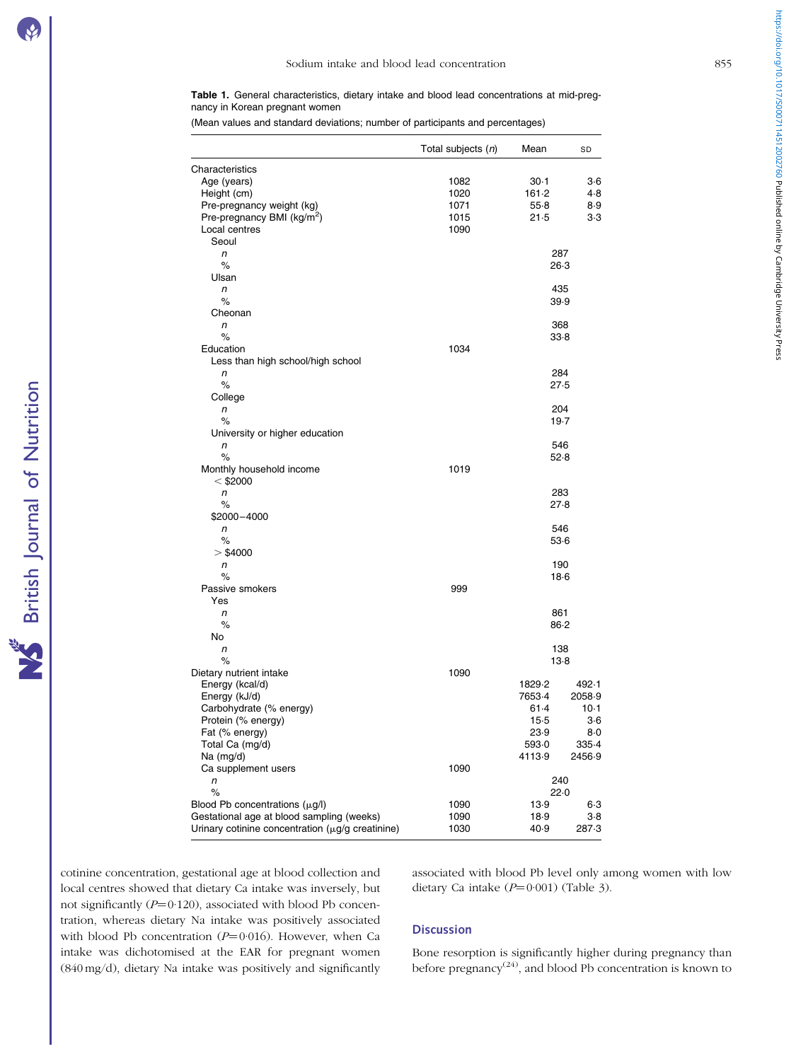**Table 1.** General characteristics, dietary intake and blood lead concentrations at mid-pregnancy in Korean pregnant women

(Mean values and standard deviations; number of participants and percentages)

| | Total subjects (*n*) | Mean | SD |
|---|---|---|---|
| Characteristics | | | |
| Age (years) | 1082 | 30·1 | 3·6 |
| Height (cm) | 1020 | 161·2 | 4·8 |
| Pre-pregnancy weight (kg) | 1071 | 55·8 | 8·9 |
| Pre-pregnancy BMI (kg/m$^2$) | 1015 | 21·5 | 3·3 |
| Local centres | 1090 | | |
| Seoul | | | |
| *n* | | 287 | |
| % | | 26·3 | |
| Ulsan | | | |
| *n* | | 435 | |
| % | | 39·9 | |
| Cheonan | | | |
| *n* | | 368 | |
| % | | 33·8 | |
| Education | 1034 | | |
| Less than high school/high school | | | |
| *n* | | 284 | |
| % | | 27·5 | |
| College | | | |
| *n* | | 204 | |
| % | | 19·7 | |
| University or higher education | | | |
| *n* | | 546 | |
| % | | 52·8 | |
| Monthly household income | 1019 | | |
| < $2000 | | | |
| *n* | | 283 | |
| % | | 27·8 | |
| $2000–4000 | | | |
| *n* | | 546 | |
| % | | 53·6 | |
| > $4000 | | | |
| *n* | | 190 | |
| % | | 18·6 | |
| Passive smokers | 999 | | |
| Yes | | | |
| *n* | | 861 | |
| % | | 86·2 | |
| No | | | |
| *n* | | 138 | |
| % | | 13·8 | |
| Dietary nutrient intake | 1090 | | |
| Energy (kcal/d) | | 1829·2 | 492·1 |
| Energy (kJ/d) | | 7653·4 | 2058·9 |
| Carbohydrate (% energy) | | 61·4 | 10·1 |
| Protein (% energy) | | 15·5 | 3·6 |
| Fat (% energy) | | 23·9 | 8·0 |
| Total Ca (mg/d) | | 593·0 | 335·4 |
| Na (mg/d) | | 4113·9 | 2456·9 |
| Ca supplement users | 1090 | | |
| *n* | | 240 | |
| % | | 22·0 | |
| Blood Pb concentrations (μg/l) | 1090 | 13·9 | 6·3 |
| Gestational age at blood sampling (weeks) | 1090 | 18·9 | 3·8 |
| Urinary cotinine concentration (μg/g creatinine) | 1030 | 40·9 | 287·3 |

cotinine concentration, gestational age at blood collection and local centres showed that dietary Ca intake was inversely, but not significantly ($P$=0·120), associated with blood Pb concentration, whereas dietary Na intake was positively associated with blood Pb concentration ($P$=0·016). However, when Ca intake was dichotomised at the EAR for pregnant women (840 mg/d), dietary Na intake was positively and significantly associated with blood Pb level only among women with low dietary Ca intake ($P$=0·001) (Table 3).

## Discussion

Bone resorption is significantly higher during pregnancy than before pregnancy[24], and blood Pb concentration is known to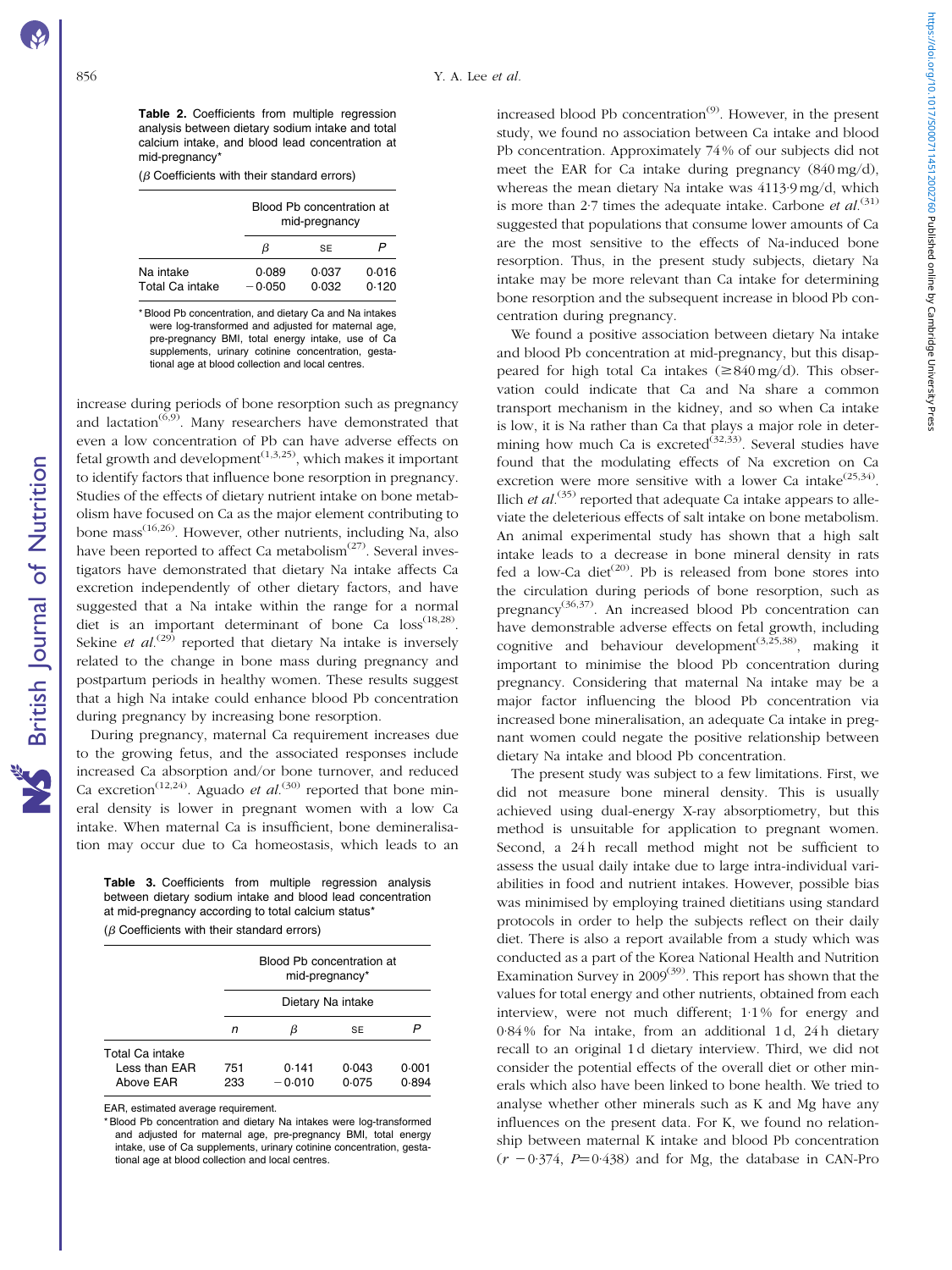**Table 2.** Coefficients from multiple regression analysis between dietary sodium intake and total calcium intake, and blood lead concentration at mid-pregnancy*

(β Coefficients with their standard errors)

| | Blood Pb concentration at mid-pregnancy | | |
|---|---|---|---|
| | β | SE | P |
| Na intake | 0·089 | 0·037 | 0·016 |
| Total Ca intake | −0·050 | 0·032 | 0·120 |

* Blood Pb concentration, and dietary Ca and Na intakes were log-transformed and adjusted for maternal age, pre-pregnancy BMI, total energy intake, use of Ca supplements, urinary cotinine concentration, gestational age at blood collection and local centres.

increase during periods of bone resorption such as pregnancy and lactation[6,9]. Many researchers have demonstrated that even a low concentration of Pb can have adverse effects on fetal growth and development[1,3,25], which makes it important to identify factors that influence bone resorption in pregnancy. Studies of the effects of dietary nutrient intake on bone metabolism have focused on Ca as the major element contributing to bone mass[16,26]. However, other nutrients, including Na, also have been reported to affect Ca metabolism[27]. Several investigators have demonstrated that dietary Na intake affects Ca excretion independently of other dietary factors, and have suggested that a Na intake within the range for a normal diet is an important determinant of bone Ca loss[18,28]. Sekine *et al.*[29] reported that dietary Na intake is inversely related to the change in bone mass during pregnancy and postpartum periods in healthy women. These results suggest that a high Na intake could enhance blood Pb concentration during pregnancy by increasing bone resorption.

During pregnancy, maternal Ca requirement increases due to the growing fetus, and the associated responses include increased Ca absorption and/or bone turnover, and reduced Ca excretion[12,24]. Aguado *et al.*[30] reported that bone mineral density is lower in pregnant women with a low Ca intake. When maternal Ca is insufficient, bone demineralisation may occur due to Ca homeostasis, which leads to an increased blood Pb concentration[9]. However, in the present study, we found no association between Ca intake and blood Pb concentration. Approximately 74 % of our subjects did not meet the EAR for Ca intake during pregnancy (840 mg/d), whereas the mean dietary Na intake was 4113·9 mg/d, which is more than 2·7 times the adequate intake. Carbone *et al.*[31] suggested that populations that consume lower amounts of Ca are the most sensitive to the effects of Na-induced bone resorption. Thus, in the present study subjects, dietary Na intake may be more relevant than Ca intake for determining bone resorption and the subsequent increase in blood Pb concentration during pregnancy.

**Table 3.** Coefficients from multiple regression analysis between dietary sodium intake and blood lead concentration at mid-pregnancy according to total calcium status*

(β Coefficients with their standard errors)

| | Blood Pb concentration at mid-pregnancy* | | | |
|---|---|---|---|---|
| | Dietary Na intake | | | |
| | n | β | SE | P |
| Total Ca intake | | | | |
| Less than EAR | 751 | 0·141 | 0·043 | 0·001 |
| Above EAR | 233 | −0·010 | 0·075 | 0·894 |

EAR, estimated average requirement.

* Blood Pb concentration and dietary Na intakes were log-transformed and adjusted for maternal age, pre-pregnancy BMI, total energy intake, use of Ca supplements, urinary cotinine concentration, gestational age at blood collection and local centres.

We found a positive association between dietary Na intake and blood Pb concentration at mid-pregnancy, but this disappeared for high total Ca intakes (≥840 mg/d). This observation could indicate that Ca and Na share a common transport mechanism in the kidney, and so when Ca intake is low, it is Na rather than Ca that plays a major role in determining how much Ca is excreted[32,33]. Several studies have found that the modulating effects of Na excretion on Ca excretion were more sensitive with a lower Ca intake[25,34]. Ilich *et al.*[35] reported that adequate Ca intake appears to alleviate the deleterious effects of salt intake on bone metabolism. An animal experimental study has shown that a high salt intake leads to a decrease in bone mineral density in rats fed a low-Ca diet[20]. Pb is released from bone stores into the circulation during periods of bone resorption, such as pregnancy[36,37]. An increased blood Pb concentration can have demonstrable adverse effects on fetal growth, including cognitive and behaviour development[3,25,38], making it important to minimise the blood Pb concentration during pregnancy. Considering that maternal Na intake may be a major factor influencing the blood Pb concentration via increased bone mineralisation, an adequate Ca intake in pregnant women could negate the positive relationship between dietary Na intake and blood Pb concentration.

The present study was subject to a few limitations. First, we did not measure bone mineral density. This is usually achieved using dual-energy X-ray absorptiometry, but this method is unsuitable for application to pregnant women. Second, a 24 h recall method might not be sufficient to assess the usual daily intake due to large intra-individual variabilities in food and nutrient intakes. However, possible bias was minimised by employing trained dietitians using standard protocols in order to help the subjects reflect on their daily diet. There is also a report available from a study which was conducted as a part of the Korea National Health and Nutrition Examination Survey in 2009[39]. This report has shown that the values for total energy and other nutrients, obtained from each interview, were not much different; 1·1 % for energy and 0·84 % for Na intake, from an additional 1 d, 24 h dietary recall to an original 1 d dietary interview. Third, we did not consider the potential effects of the overall diet or other minerals which also have been linked to bone health. We tried to analyse whether other minerals such as K and Mg have any influences on the present data. For K, we found no relationship between maternal K intake and blood Pb concentration ($r$ −0·374, $P$=0·438) and for Mg, the database in CAN-Pro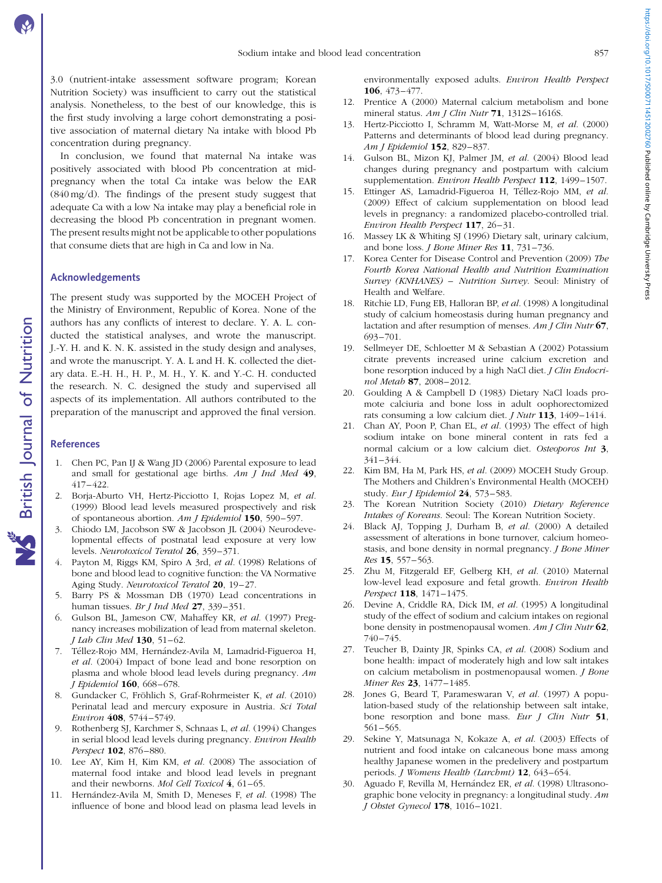3.0 (nutrient-intake assessment software program; Korean Nutrition Society) was insufficient to carry out the statistical analysis. Nonetheless, to the best of our knowledge, this is the first study involving a large cohort demonstrating a positive association of maternal dietary Na intake with blood Pb concentration during pregnancy.

In conclusion, we found that maternal Na intake was positively associated with blood Pb concentration at mid-pregnancy when the total Ca intake was below the EAR (840 mg/d). The findings of the present study suggest that adequate Ca with a low Na intake may play a beneficial role in decreasing the blood Pb concentration in pregnant women. The present results might not be applicable to other populations that consume diets that are high in Ca and low in Na.

## Acknowledgements

The present study was supported by the MOCEH Project of the Ministry of Environment, Republic of Korea. None of the authors has any conflicts of interest to declare. Y. A. L. conducted the statistical analyses, and wrote the manuscript. J.-Y. H. and K. N. K. assisted in the study design and analyses, and wrote the manuscript. Y. A. L and H. K. collected the dietary data. E.-H. H., H. P., M. H., Y. K. and Y.-C. H. conducted the research. N. C. designed the study and supervised all aspects of its implementation. All authors contributed to the preparation of the manuscript and approved the final version.

## References

1. Chen PC, Pan IJ & Wang JD (2006) Parental exposure to lead and small for gestational age births. *Am J Ind Med* **49**, 417–422.
2. Borja-Aburto VH, Hertz-Picciotto I, Rojas Lopez M, *et al.* (1999) Blood lead levels measured prospectively and risk of spontaneous abortion. *Am J Epidemiol* **150**, 590–597.
3. Chiodo LM, Jacobson SW & Jacobson JL (2004) Neurodevelopmental effects of postnatal lead exposure at very low levels. *Neurotoxicol Teratol* **26**, 359–371.
4. Payton M, Riggs KM, Spiro A 3rd, *et al.* (1998) Relations of bone and blood lead to cognitive function: the VA Normative Aging Study. *Neurotoxicol Teratol* **20**, 19–27.
5. Barry PS & Mossman DB (1970) Lead concentrations in human tissues. *Br J Ind Med* **27**, 339–351.
6. Gulson BL, Jameson CW, Mahaffey KR, *et al.* (1997) Pregnancy increases mobilization of lead from maternal skeleton. *J Lab Clin Med* **130**, 51–62.
7. Téllez-Rojo MM, Hernández-Avila M, Lamadrid-Figueroa H, *et al.* (2004) Impact of bone lead and bone resorption on plasma and whole blood lead levels during pregnancy. *Am J Epidemiol* **160**, 668–678.
8. Gundacker C, Fröhlich S, Graf-Rohrmeister K, *et al.* (2010) Perinatal lead and mercury exposure in Austria. *Sci Total Environ* **408**, 5744–5749.
9. Rothenberg SJ, Karchmer S, Schnaas L, *et al.* (1994) Changes in serial blood lead levels during pregnancy. *Environ Health Perspect* **102**, 876–880.
10. Lee AY, Kim H, Kim KM, *et al.* (2008) The association of maternal food intake and blood lead levels in pregnant and their newborns. *Mol Cell Toxicol* **4**, 61–65.
11. Hernández-Avila M, Smith D, Meneses F, *et al.* (1998) The influence of bone and blood lead on plasma lead levels in environmentally exposed adults. *Environ Health Perspect* **106**, 473–477.
12. Prentice A (2000) Maternal calcium metabolism and bone mineral status. *Am J Clin Nutr* **71**, 1312S–1616S.
13. Hertz-Picciotto I, Schramm M, Watt-Morse M, *et al.* (2000) Patterns and determinants of blood lead during pregnancy. *Am J Epidemiol* **152**, 829–837.
14. Gulson BL, Mizon KJ, Palmer JM, *et al.* (2004) Blood lead changes during pregnancy and postpartum with calcium supplementation. *Environ Health Perspect* **112**, 1499–1507.
15. Ettinger AS, Lamadrid-Figueroa H, Téllez-Rojo MM, *et al.* (2009) Effect of calcium supplementation on blood lead levels in pregnancy: a randomized placebo-controlled trial. *Environ Health Perspect* **117**, 26–31.
16. Massey LK & Whiting SJ (1996) Dietary salt, urinary calcium, and bone loss. *J Bone Miner Res* **11**, 731–736.
17. Korea Center for Disease Control and Prevention (2009) *The Fourth Korea National Health and Nutrition Examination Survey (KNHANES) – Nutrition Survey*. Seoul: Ministry of Health and Welfare.
18. Ritchie LD, Fung EB, Halloran BP, *et al.* (1998) A longitudinal study of calcium homeostasis during human pregnancy and lactation and after resumption of menses. *Am J Clin Nutr* **67**, 693–701.
19. Sellmeyer DE, Schloetter M & Sebastian A (2002) Potassium citrate prevents increased urine calcium excretion and bone resorption induced by a high NaCl diet. *J Clin Endocrinol Metab* **87**, 2008–2012.
20. Goulding A & Campbell D (1983) Dietary NaCl loads promote calciuria and bone loss in adult oophorectomized rats consuming a low calcium diet. *J Nutr* **113**, 1409–1414.
21. Chan AY, Poon P, Chan EL, *et al.* (1993) The effect of high sodium intake on bone mineral content in rats fed a normal calcium or a low calcium diet. *Osteoporos Int* **3**, 341–344.
22. Kim BM, Ha M, Park HS, *et al.* (2009) MOCEH Study Group. The Mothers and Children's Environmental Health (MOCEH) study. *Eur J Epidemiol* **24**, 573–583.
23. The Korean Nutrition Society (2010) *Dietary Reference Intakes of Koreans*. Seoul: The Korean Nutrition Society.
24. Black AJ, Topping J, Durham B, *et al.* (2000) A detailed assessment of alterations in bone turnover, calcium homeostasis, and bone density in normal pregnancy. *J Bone Miner Res* **15**, 557–563.
25. Zhu M, Fitzgerald EF, Gelberg KH, *et al.* (2010) Maternal low-level lead exposure and fetal growth. *Environ Health Perspect* **118**, 1471–1475.
26. Devine A, Criddle RA, Dick IM, *et al.* (1995) A longitudinal study of the effect of sodium and calcium intakes on regional bone density in postmenopausal women. *Am J Clin Nutr* **62**, 740–745.
27. Teucher B, Dainty JR, Spinks CA, *et al.* (2008) Sodium and bone health: impact of moderately high and low salt intakes on calcium metabolism in postmenopausal women. *J Bone Miner Res* **23**, 1477–1485.
28. Jones G, Beard T, Parameswaran V, *et al.* (1997) A population-based study of the relationship between salt intake, bone resorption and bone mass. *Eur J Clin Nutr* **51**, 561–565.
29. Sekine Y, Matsunaga N, Kokaze A, *et al.* (2003) Effects of nutrient and food intake on calcaneous bone mass among healthy Japanese women in the predelivery and postpartum periods. *J Womens Health (Larchmt)* **12**, 643–654.
30. Aguado F, Revilla M, Hernández ER, *et al.* (1998) Ultrasonographic bone velocity in pregnancy: a longitudinal study. *Am J Obstet Gynecol* **178**, 1016–1021.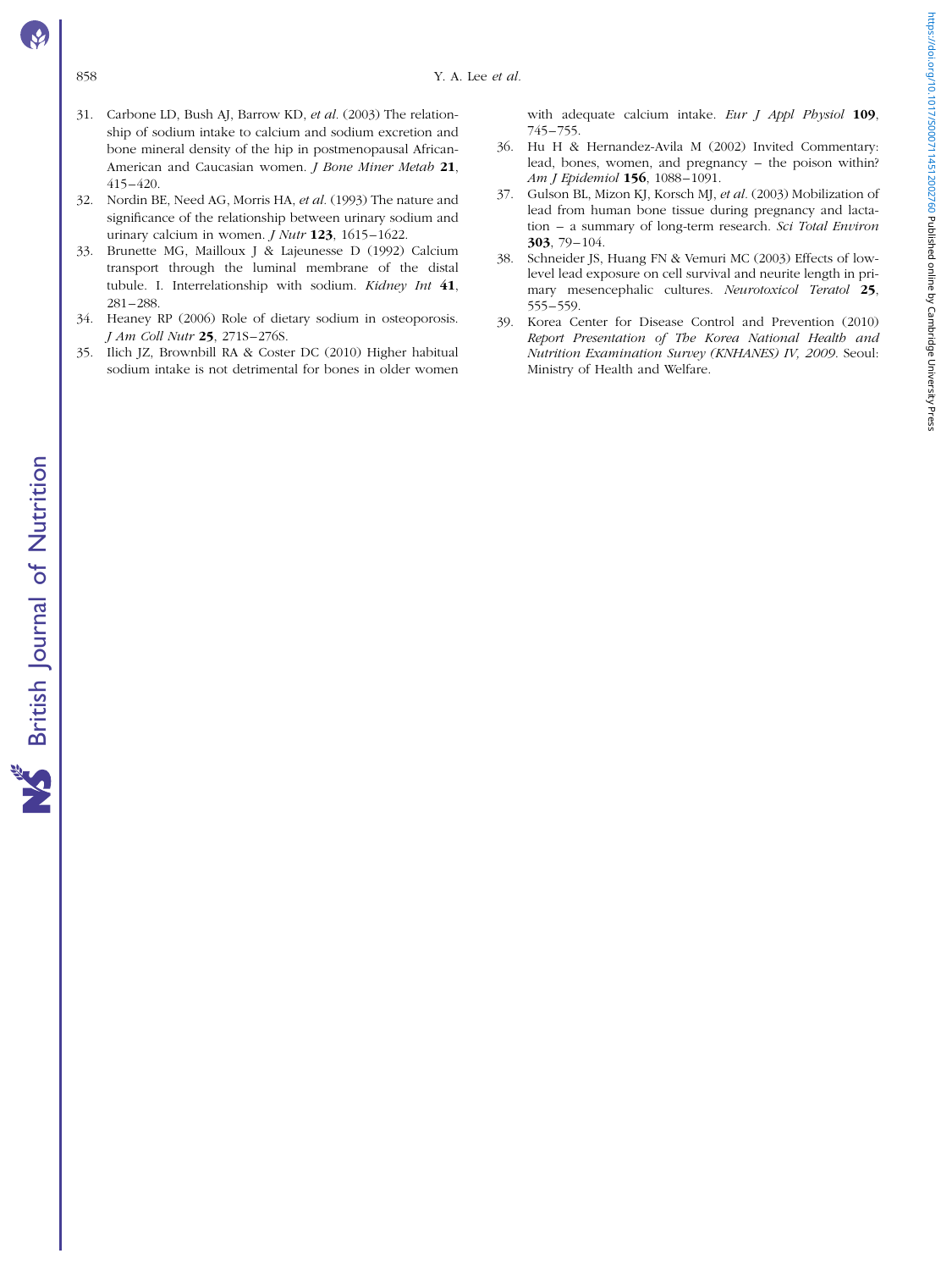31. Carbone LD, Bush AJ, Barrow KD, *et al.* (2003) The relationship of sodium intake to calcium and sodium excretion and bone mineral density of the hip in postmenopausal African-American and Caucasian women. *J Bone Miner Metab* **21**, 415–420.
32. Nordin BE, Need AG, Morris HA, *et al.* (1993) The nature and significance of the relationship between urinary sodium and urinary calcium in women. *J Nutr* **123**, 1615–1622.
33. Brunette MG, Mailloux J & Lajeunesse D (1992) Calcium transport through the luminal membrane of the distal tubule. I. Interrelationship with sodium. *Kidney Int* **41**, 281–288.
34. Heaney RP (2006) Role of dietary sodium in osteoporosis. *J Am Coll Nutr* **25**, 271S–276S.
35. Ilich JZ, Brownbill RA & Coster DC (2010) Higher habitual sodium intake is not detrimental for bones in older women with adequate calcium intake. *Eur J Appl Physiol* **109**, 745–755.
36. Hu H & Hernandez-Avila M (2002) Invited Commentary: lead, bones, women, and pregnancy – the poison within? *Am J Epidemiol* **156**, 1088–1091.
37. Gulson BL, Mizon KJ, Korsch MJ, *et al.* (2003) Mobilization of lead from human bone tissue during pregnancy and lactation – a summary of long-term research. *Sci Total Environ* **303**, 79–104.
38. Schneider JS, Huang FN & Vemuri MC (2003) Effects of low-level lead exposure on cell survival and neurite length in primary mesencephalic cultures. *Neurotoxicol Teratol* **25**, 555–559.
39. Korea Center for Disease Control and Prevention (2010) *Report Presentation of The Korea National Health and Nutrition Examination Survey (KNHANES) IV, 2009*. Seoul: Ministry of Health and Welfare.